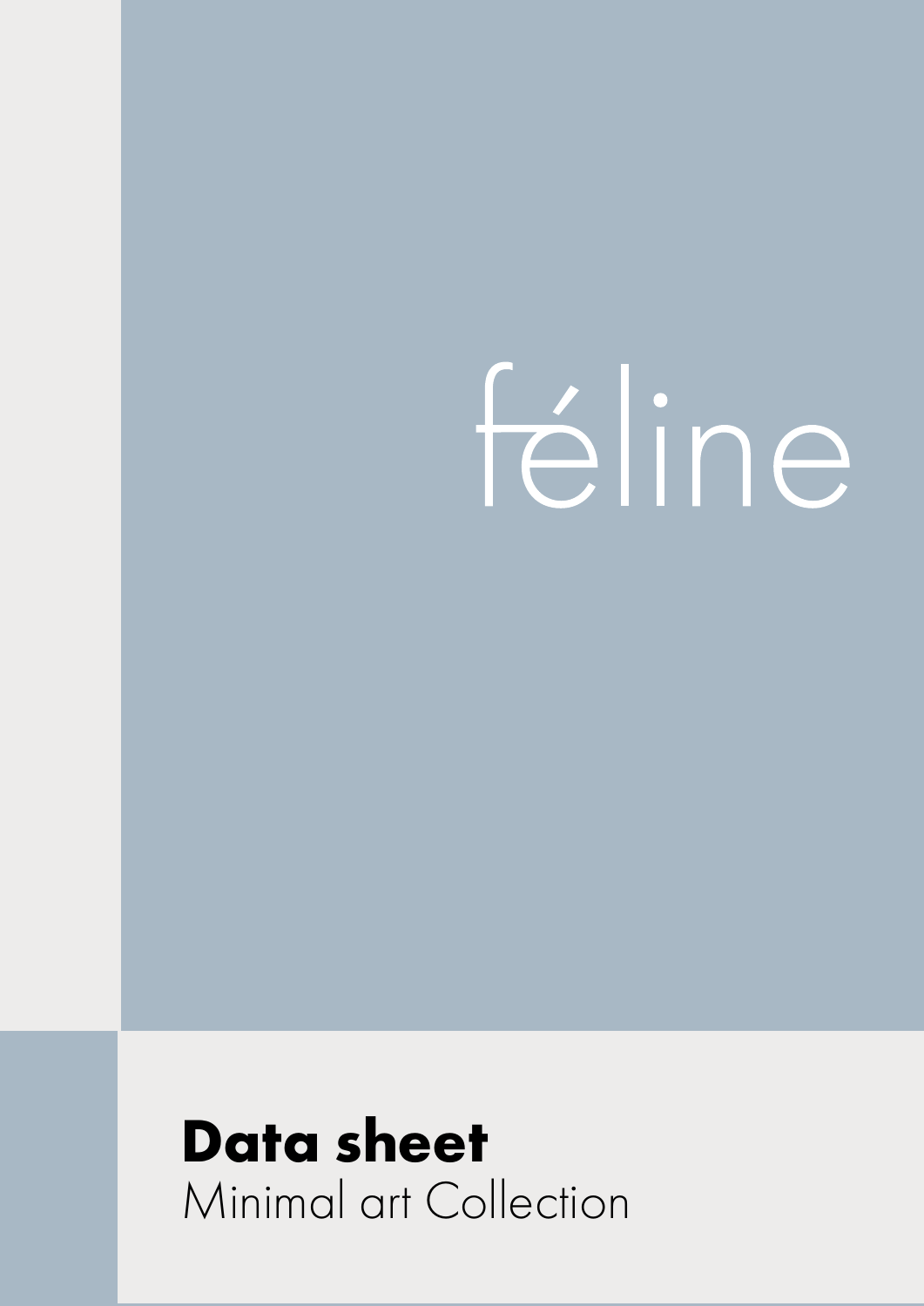# féline

**Data sheet**

Minimal art Collection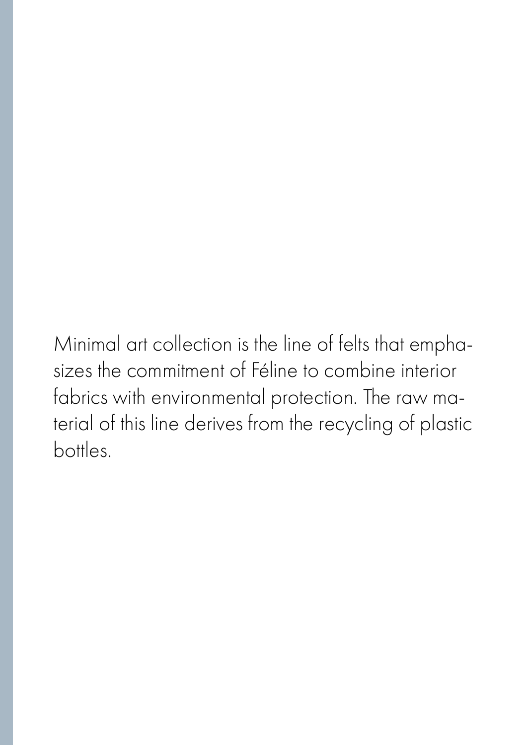Minimal art collection is the line of felts that emphasizes the commitment of Féline to combine interior fabrics with environmental protection. The raw material of this line derives from the recycling of plastic bottles.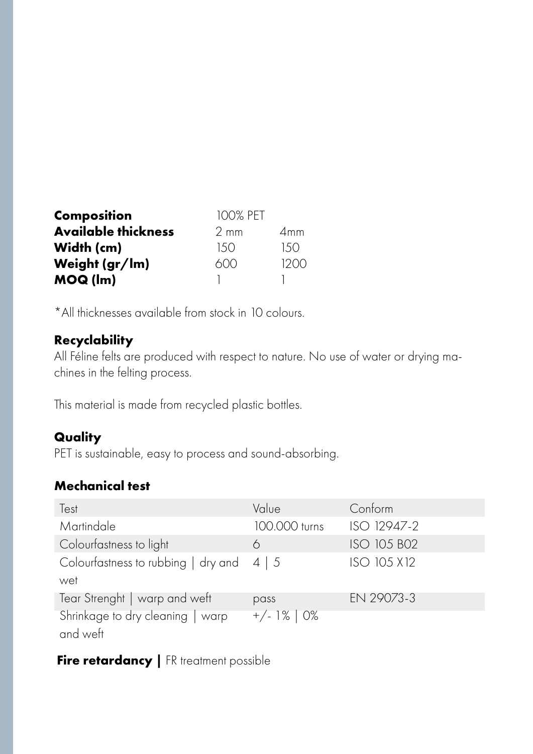| **Composition** | 100% PET | |
|---|---|---|
| **Available thickness** | 2 mm | 4mm |
| **Width (cm)** | 150 | 150 |
| **Weight (gr/lm)** | 600 | 1200 |
| **MOQ (lm)** | 1 | 1 |

*All thicknesses available from stock in 10 colours.

**Recyclability**

All Féline felts are produced with respect to nature. No use of water or drying machines in the felting process.

This material is made from recycled plastic bottles.

**Quality**

PET is sustainable, easy to process and sound-absorbing.

**Mechanical test**

| Test | Value | Conform |
|---|---|---|
| Martindale | 100.000 turns | ISO 12947-2 |
| Colourfastness to light | 6 | ISO 105 B02 |
| Colourfastness to rubbing \| dry and wet | 4 \| 5 | ISO 105 X12 |
| Tear Strenght \| warp and weft | pass | EN 29073-3 |
| Shrinkage to dry cleaning \| warp and weft | +/- 1% \| 0% | |

**Fire retardancy |** FR treatment possible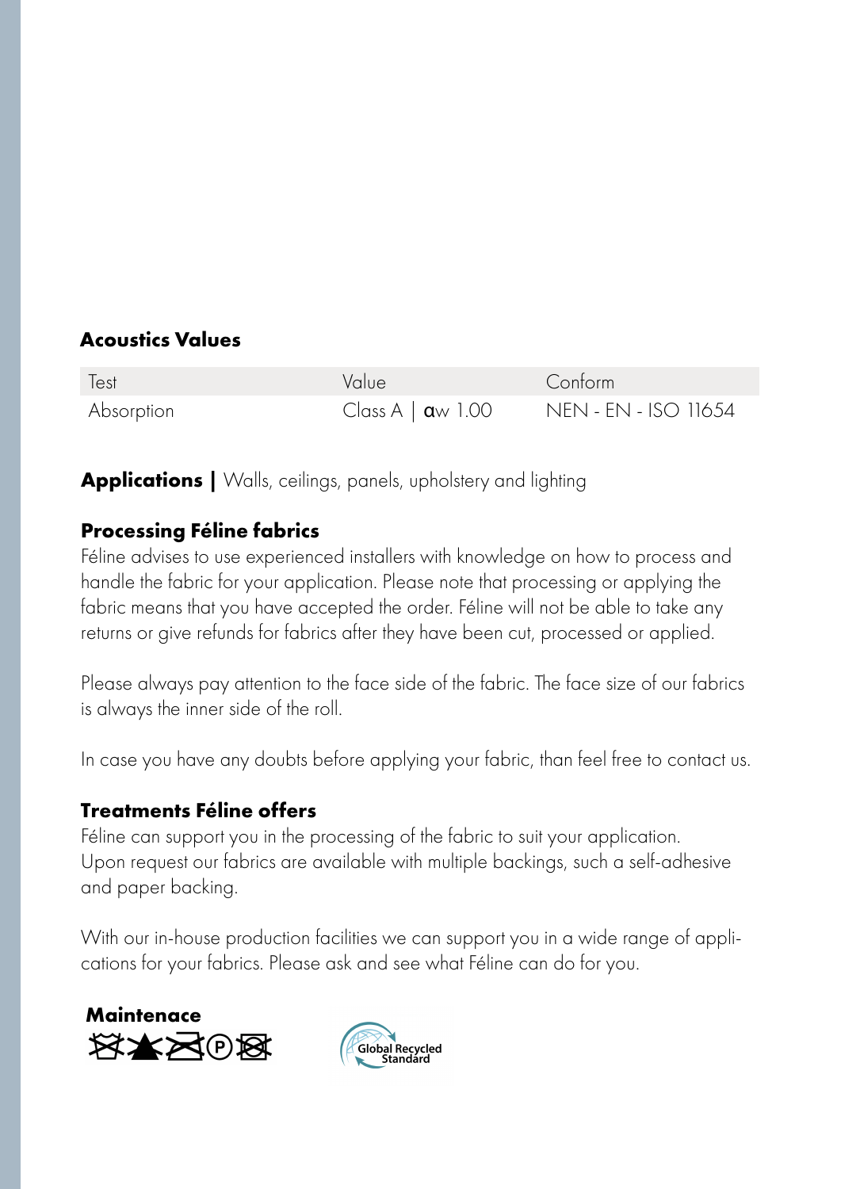## Acoustics Values

| Test | Value | Conform |
| --- | --- | --- |
| Absorption | Class A \| $\alpha_w$ 1.00 | NEN - EN - ISO 11654 |

**Applications |** Walls, ceilings, panels, upholstery and lighting

### Processing Féline fabrics

Féline advises to use experienced installers with knowledge on how to process and handle the fabric for your application. Please note that processing or applying the fabric means that you have accepted the order. Féline will not be able to take any returns or give refunds for fabrics after they have been cut, processed or applied.

Please always pay attention to the face side of the fabric. The face size of our fabrics is always the inner side of the roll.

In case you have any doubts before applying your fabric, than feel free to contact us.

### Treatments Féline offers

Féline can support you in the processing of the fabric to suit your application. Upon request our fabrics are available with multiple backings, such a self-adhesive and paper backing.

With our in-house production facilities we can support you in a wide range of applications for your fabrics. Please ask and see what Féline can do for you.

### Maintenace

Global Recycled Standard